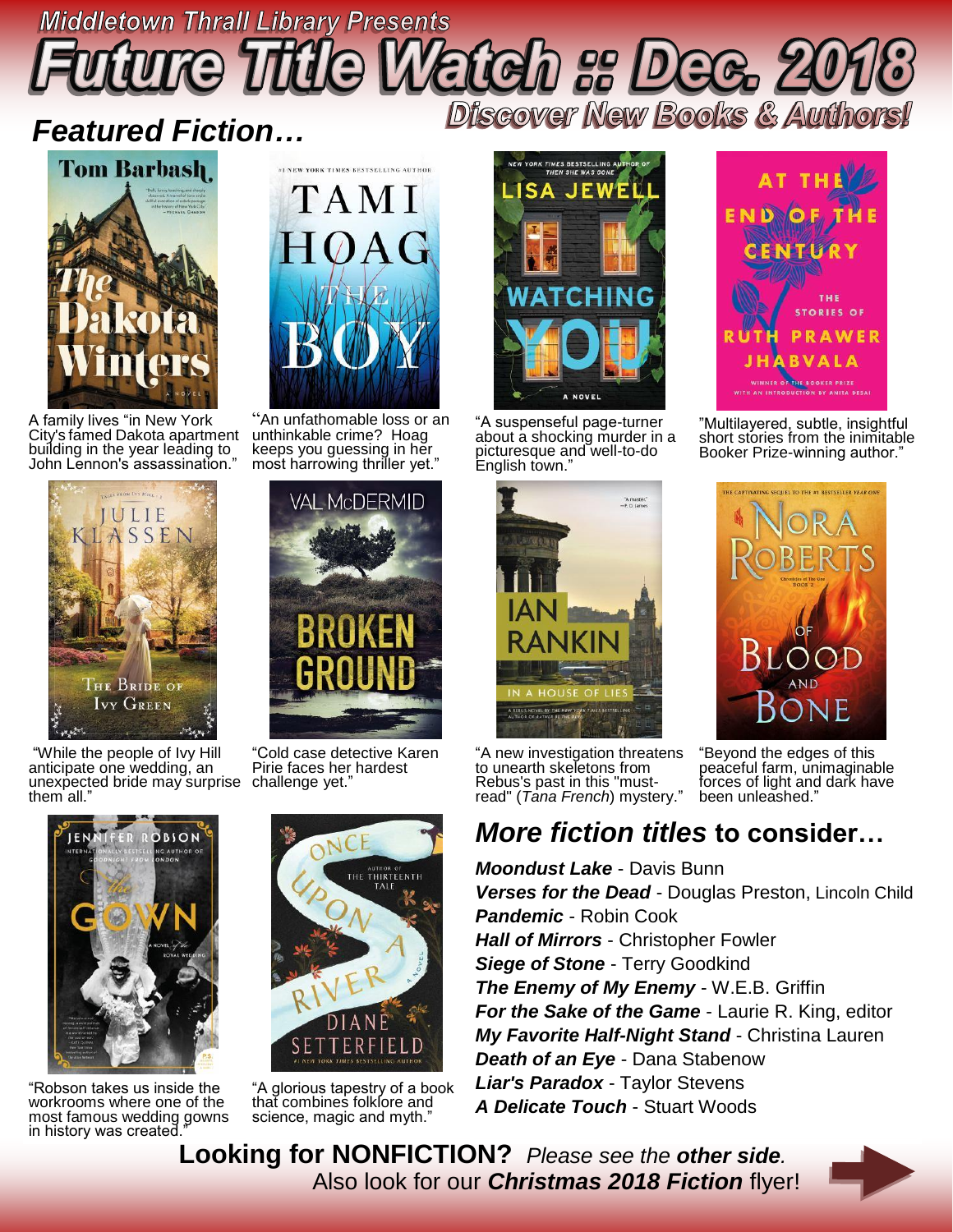Middletown Thrall Library Presents

# Future Title Watch :: Dec. 2018

Discover New Books & Authors!

## Featured Fiction…

**The Dakota Winters** – Tom Barbash

A family lives "in New York City's famed Dakota apartment building in the year leading to John Lennon's assassination."

**The Boy** – Tami Hoag

"An unfathomable loss or an unthinkable crime? Hoag keeps you guessing in her most harrowing thriller yet."

**Watching You** – Lisa Jewell

"A suspenseful page-turner about a shocking murder in a picturesque and well-to-do English town."

**At the End of the Century: The Stories of Ruth Prawer Jhabvala**

"Multilayered, subtle, insightful short stories from the inimitable Booker Prize-winning author."

**The Bride of Ivy Green** – Julie Klassen

"While the people of Ivy Hill anticipate one wedding, an unexpected bride may surprise them all."

**Broken Ground** – Val McDermid

"Cold case detective Karen Pirie faces her hardest challenge yet."

**In a House of Lies** – Ian Rankin

"A new investigation threatens to unearth skeletons from Rebus's past in this "must-read" (*Tana French*) mystery."

**Of Blood and Bone** – Nora Roberts

"Beyond the edges of this peaceful farm, unimaginable forces of light and dark have been unleashed."

**The Gown** – Jennifer Robson

"Robson takes us inside the workrooms where one of the most famous wedding gowns in history was created."

**Once Upon a River** – Diane Setterfield

"A glorious tapestry of a book that combines folklore and science, magic and myth."

## *More fiction titles* to consider…

***Moondust Lake*** - Davis Bunn
***Verses for the Dead*** - Douglas Preston, Lincoln Child
***Pandemic*** - Robin Cook
***Hall of Mirrors*** - Christopher Fowler
***Siege of Stone*** - Terry Goodkind
***The Enemy of My Enemy*** - W.E.B. Griffin
***For the Sake of the Game*** - Laurie R. King, editor
***My Favorite Half-Night Stand*** - Christina Lauren
***Death of an Eye*** - Dana Stabenow
***Liar's Paradox*** - Taylor Stevens
***A Delicate Touch*** - Stuart Woods

**Looking for NONFICTION?** *Please see the* ***other side****.*
Also look for our ***Christmas 2018 Fiction*** flyer!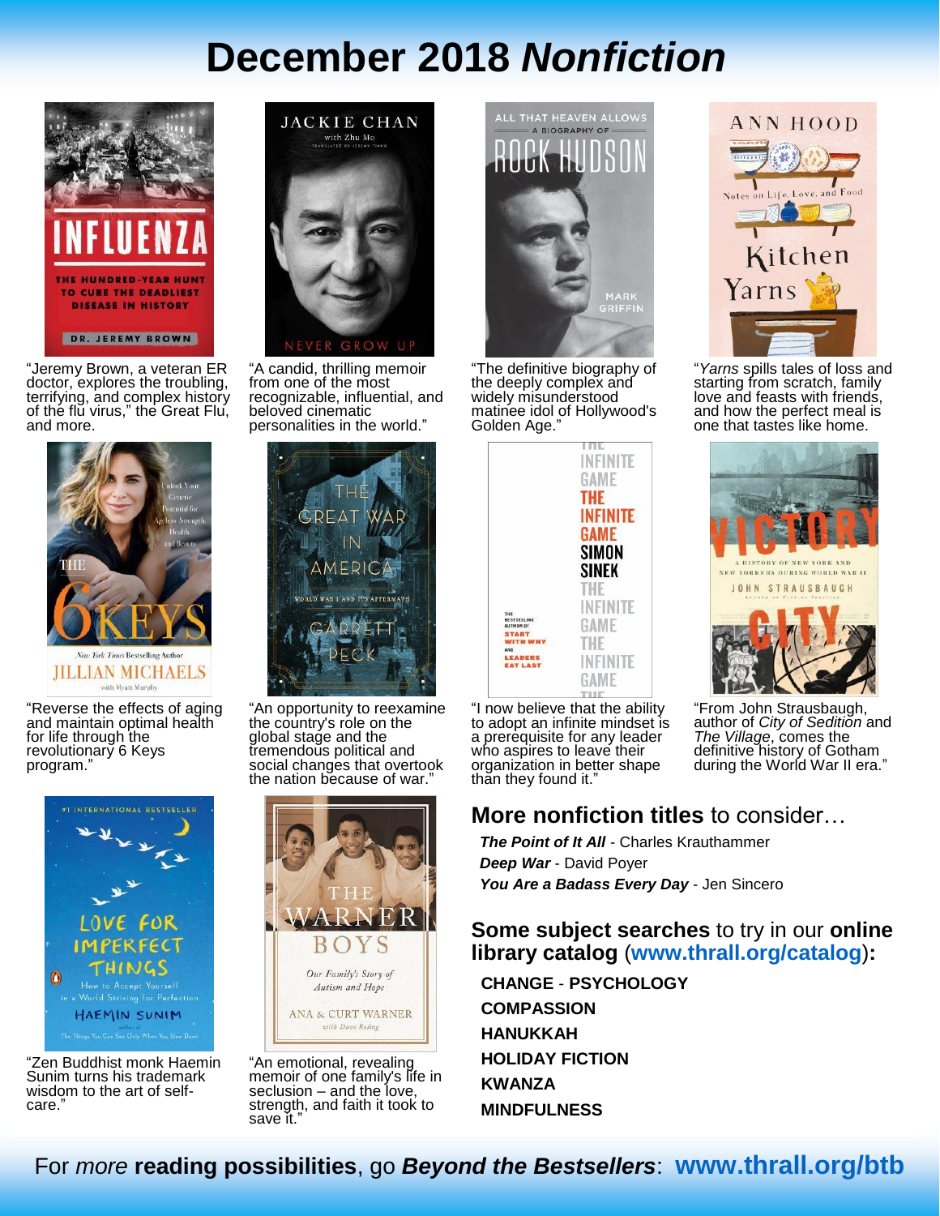# December 2018 *Nonfiction*

"Jeremy Brown, a veteran ER doctor, explores the troubling, terrifying, and complex history of the flu virus," the Great Flu, and more.

"A candid, thrilling memoir from one of the most recognizable, influential, and beloved cinematic personalities in the world."

"The definitive biography of the deeply complex and widely misunderstood matinee idol of Hollywood's Golden Age."

"*Yarns* spills tales of loss and starting from scratch, family love and feasts with friends, and how the perfect meal is one that tastes like home.

"Reverse the effects of aging and maintain optimal health for life through the revolutionary 6 Keys program."

"An opportunity to reexamine the country's role on the global stage and the tremendous political and social changes that overtook the nation because of war."

"I now believe that the ability to adopt an infinite mindset is a prerequisite for any leader who aspires to leave their organization in better shape than they found it."

"From John Strausbaugh, author of *City of Sedition* and *The Village*, comes the definitive history of Gotham during the World War II era."

"Zen Buddhist monk Haemin Sunim turns his trademark wisdom to the art of self-care."

"An emotional, revealing memoir of one family's life in seclusion – and the love, strength, and faith it took to save it."

## **More nonfiction titles** to consider…

***The Point of It All*** - Charles Krauthammer
***Deep War*** - David Poyer
***You Are a Badass Every Day*** - Jen Sincero

## **Some subject searches** to try in our **online library catalog** (**www.thrall.org/catalog**)**:**

**CHANGE** - **PSYCHOLOGY**
**COMPASSION**
**HANUKKAH**
**HOLIDAY FICTION**
**KWANZA**
**MINDFULNESS**

For *more* **reading possibilities**, go ***Beyond the Bestsellers***: **www.thrall.org/btb**